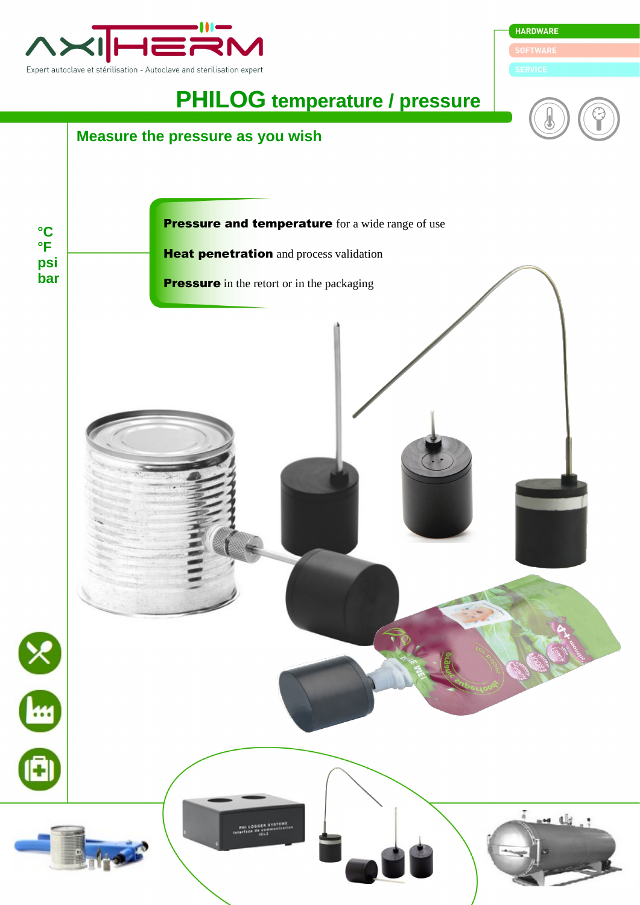AXITHERM

Expert autoclave et stérilisation - Autoclave and sterilisation expert

HARDWARE

SOFTWARE

SERVICE

# PHILOG temperature / pressure

## Measure the pressure as you wish

°C
°F
psi
bar

**Pressure and temperature** for a wide range of use

**Heat penetration** and process validation

**Pressure** in the retort or in the packaging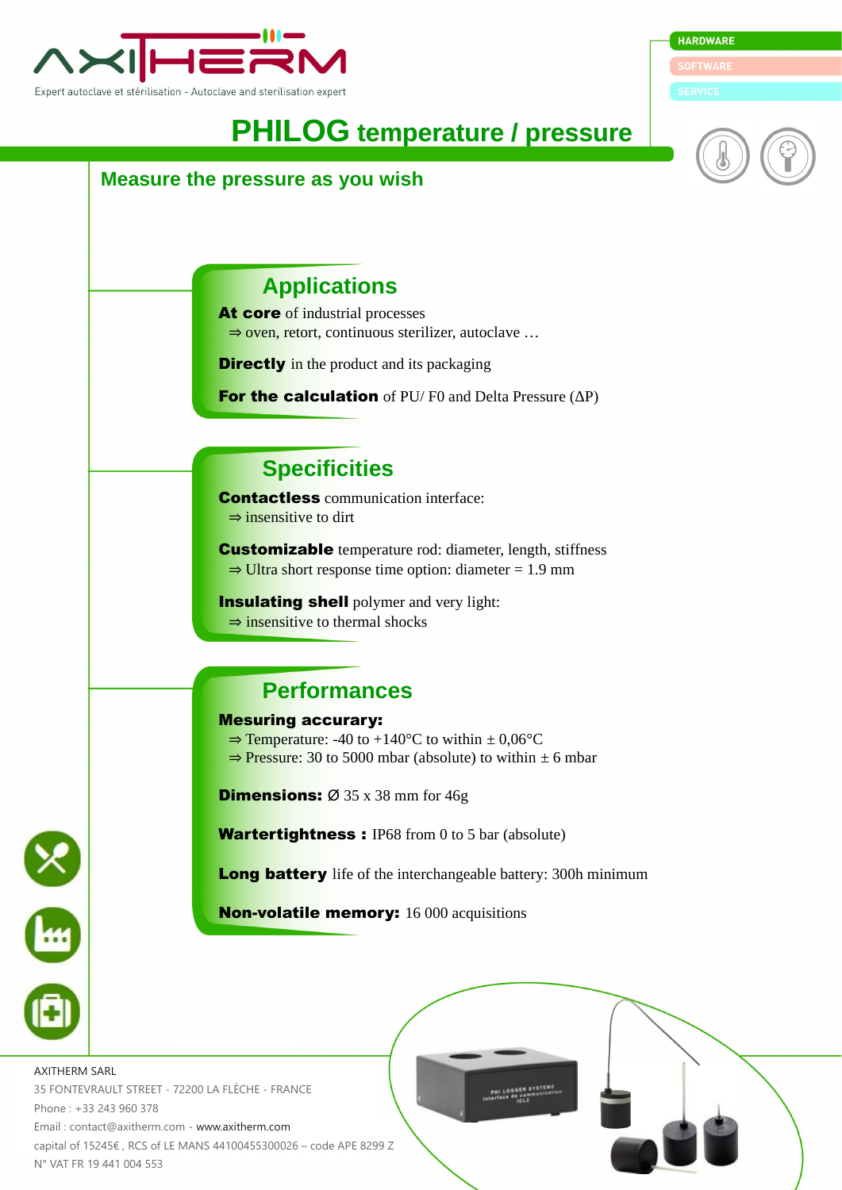AXITHERM

Expert autoclave et stérilisation - Autoclave and sterilisation expert

HARDWARE

SOFTWARE

SERVICE

# PHILOG temperature / pressure

## Measure the pressure as you wish

### Applications

**At core** of industrial processes
⇒ oven, retort, continuous sterilizer, autoclave …

**Directly** in the product and its packaging

**For the calculation** of PU/ F0 and Delta Pressure (ΔP)

### Specificities

**Contactless** communication interface:
⇒ insensitive to dirt

**Customizable** temperature rod: diameter, length, stiffness
⇒ Ultra short response time option: diameter = 1.9 mm

**Insulating shell** polymer and very light:
⇒ insensitive to thermal shocks

### Performances

**Mesuring accuracy:**
⇒ Temperature: -40 to +140°C to within ± 0,06°C
⇒ Pressure: 30 to 5000 mbar (absolute) to within ± 6 mbar

**Dimensions:** Ø 35 x 38 mm for 46g

**Wartertightness :** IP68 from 0 to 5 bar (absolute)

**Long battery** life of the interchangeable battery: 300h minimum

**Non-volatile memory:** 16 000 acquisitions

AXITHERM SARL
35 FONTEVRAULT STREET - 72200 LA FLÈCHE - FRANCE
Phone : +33 243 960 378
Email : contact@axitherm.com - www.axitherm.com
capital of 15245€ , RCS of LE MANS 44100455300026 – code APE 8299 Z
N° VAT FR 19 441 004 553